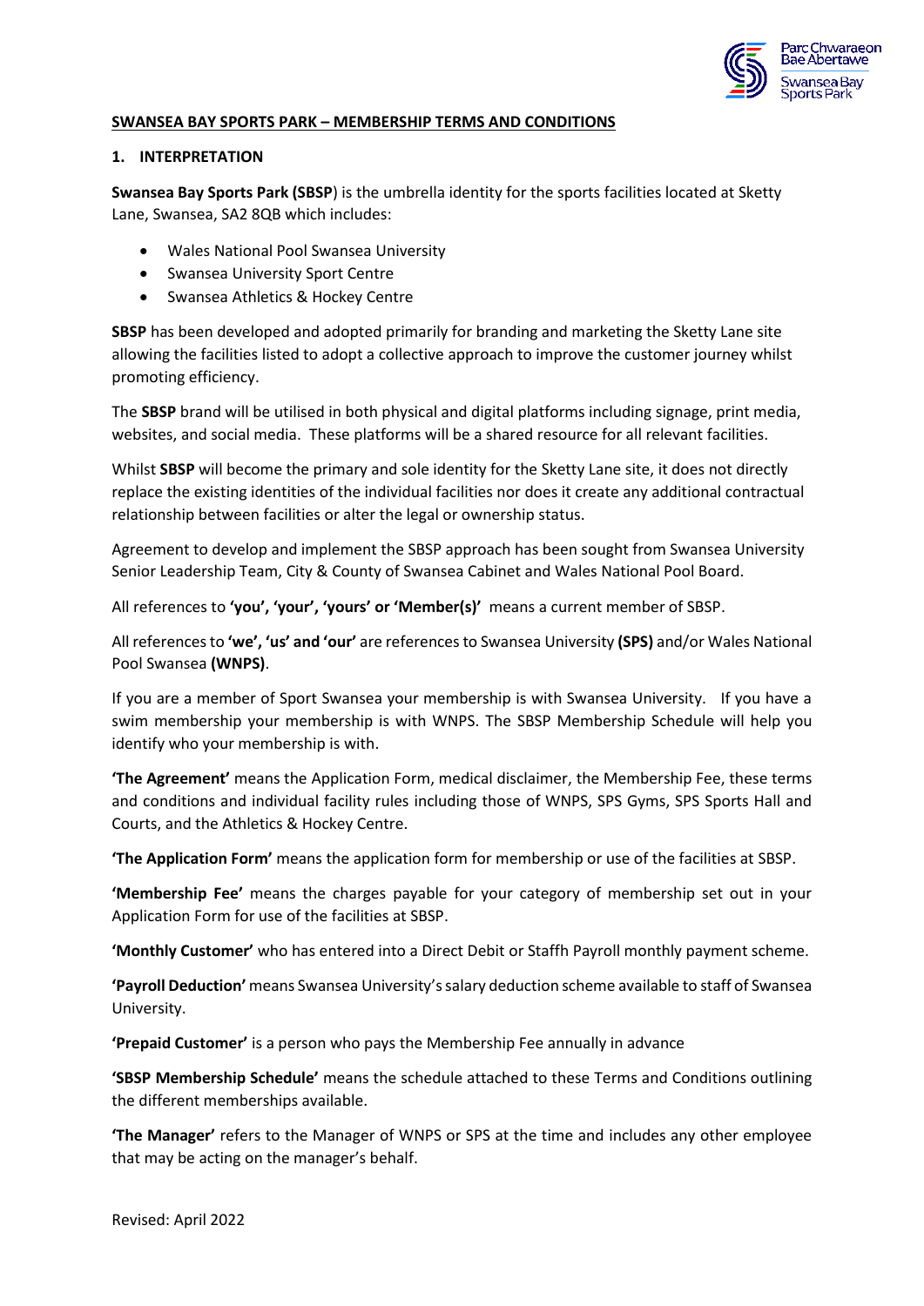## SWANSEA BAY SPORTS PARK – MEMBERSHIP TERMS AND CONDITIONS

### 1. INTERPRETATION

**Swansea Bay Sports Park (SBSP**) is the umbrella identity for the sports facilities located at Sketty Lane, Swansea, SA2 8QB which includes:

- Wales National Pool Swansea University
- Swansea University Sport Centre
- Swansea Athletics & Hockey Centre

**SBSP** has been developed and adopted primarily for branding and marketing the Sketty Lane site allowing the facilities listed to adopt a collective approach to improve the customer journey whilst promoting efficiency.

The **SBSP** brand will be utilised in both physical and digital platforms including signage, print media, websites, and social media. These platforms will be a shared resource for all relevant facilities.

Whilst **SBSP** will become the primary and sole identity for the Sketty Lane site, it does not directly replace the existing identities of the individual facilities nor does it create any additional contractual relationship between facilities or alter the legal or ownership status.

Agreement to develop and implement the SBSP approach has been sought from Swansea University Senior Leadership Team, City & County of Swansea Cabinet and Wales National Pool Board.

All references to **'you', 'your', 'yours' or 'Member(s)'** means a current member of SBSP.

All references to **'we', 'us' and 'our'** are references to Swansea University **(SPS)** and/or Wales National Pool Swansea **(WNPS)**.

If you are a member of Sport Swansea your membership is with Swansea University. If you have a swim membership your membership is with WNPS. The SBSP Membership Schedule will help you identify who your membership is with.

**'The Agreement'** means the Application Form, medical disclaimer, the Membership Fee, these terms and conditions and individual facility rules including those of WNPS, SPS Gyms, SPS Sports Hall and Courts, and the Athletics & Hockey Centre.

**'The Application Form'** means the application form for membership or use of the facilities at SBSP.

**'Membership Fee'** means the charges payable for your category of membership set out in your Application Form for use of the facilities at SBSP.

**'Monthly Customer'** who has entered into a Direct Debit or Staffh Payroll monthly payment scheme.

**'Payroll Deduction'** means Swansea University's salary deduction scheme available to staff of Swansea University.

**'Prepaid Customer'** is a person who pays the Membership Fee annually in advance

**'SBSP Membership Schedule'** means the schedule attached to these Terms and Conditions outlining the different memberships available.

**'The Manager'** refers to the Manager of WNPS or SPS at the time and includes any other employee that may be acting on the manager's behalf.

Revised: April 2022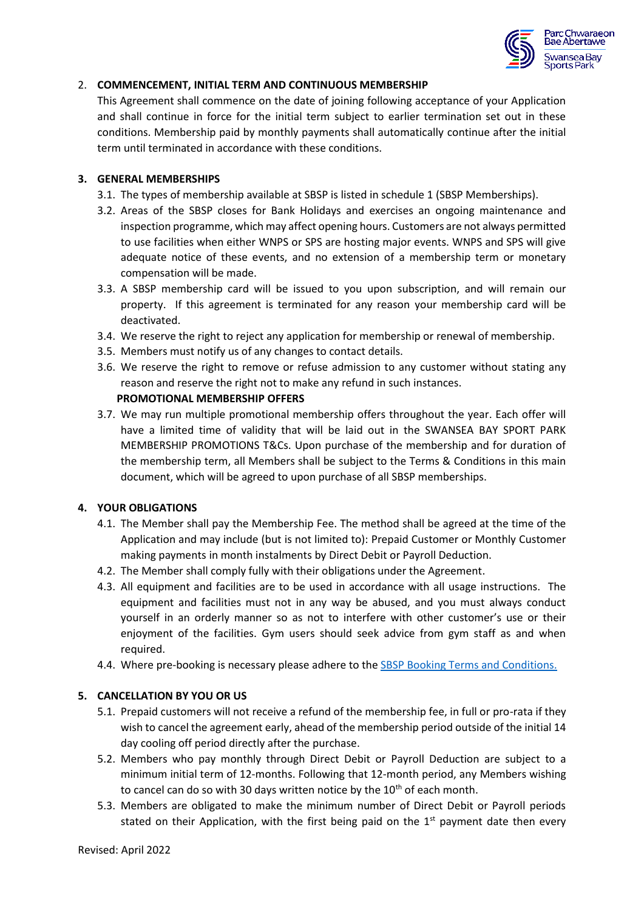## 2. COMMENCEMENT, INITIAL TERM AND CONTINUOUS MEMBERSHIP

This Agreement shall commence on the date of joining following acceptance of your Application and shall continue in force for the initial term subject to earlier termination set out in these conditions. Membership paid by monthly payments shall automatically continue after the initial term until terminated in accordance with these conditions.

## 3. GENERAL MEMBERSHIPS

3.1. The types of membership available at SBSP is listed in schedule 1 (SBSP Memberships).

3.2. Areas of the SBSP closes for Bank Holidays and exercises an ongoing maintenance and inspection programme, which may affect opening hours. Customers are not always permitted to use facilities when either WNPS or SPS are hosting major events. WNPS and SPS will give adequate notice of these events, and no extension of a membership term or monetary compensation will be made.

3.3. A SBSP membership card will be issued to you upon subscription, and will remain our property. If this agreement is terminated for any reason your membership card will be deactivated.

3.4. We reserve the right to reject any application for membership or renewal of membership.

3.5. Members must notify us of any changes to contact details.

3.6. We reserve the right to remove or refuse admission to any customer without stating any reason and reserve the right not to make any refund in such instances.

**PROMOTIONAL MEMBERSHIP OFFERS**

3.7. We may run multiple promotional membership offers throughout the year. Each offer will have a limited time of validity that will be laid out in the SWANSEA BAY SPORT PARK MEMBERSHIP PROMOTIONS T&Cs. Upon purchase of the membership and for duration of the membership term, all Members shall be subject to the Terms & Conditions in this main document, which will be agreed to upon purchase of all SBSP memberships.

## 4. YOUR OBLIGATIONS

4.1. The Member shall pay the Membership Fee. The method shall be agreed at the time of the Application and may include (but is not limited to): Prepaid Customer or Monthly Customer making payments in month instalments by Direct Debit or Payroll Deduction.

4.2. The Member shall comply fully with their obligations under the Agreement.

4.3. All equipment and facilities are to be used in accordance with all usage instructions. The equipment and facilities must not in any way be abused, and you must always conduct yourself in an orderly manner so as not to interfere with other customer's use or their enjoyment of the facilities. Gym users should seek advice from gym staff as and when required.

4.4. Where pre-booking is necessary please adhere to the SBSP Booking Terms and Conditions.

## 5. CANCELLATION BY YOU OR US

5.1. Prepaid customers will not receive a refund of the membership fee, in full or pro-rata if they wish to cancel the agreement early, ahead of the membership period outside of the initial 14 day cooling off period directly after the purchase.

5.2. Members who pay monthly through Direct Debit or Payroll Deduction are subject to a minimum initial term of 12-months. Following that 12-month period, any Members wishing to cancel can do so with 30 days written notice by the 10th of each month.

5.3. Members are obligated to make the minimum number of Direct Debit or Payroll periods stated on their Application, with the first being paid on the 1st payment date then every

Revised: April 2022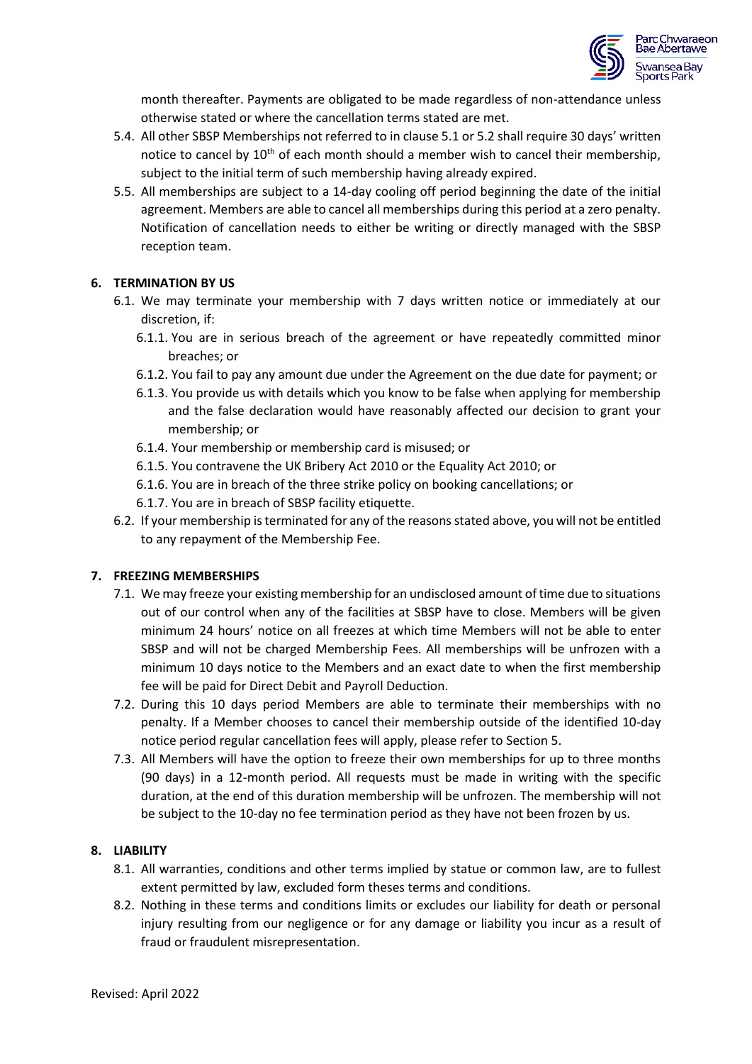month thereafter. Payments are obligated to be made regardless of non-attendance unless otherwise stated or where the cancellation terms stated are met.

5.4. All other SBSP Memberships not referred to in clause 5.1 or 5.2 shall require 30 days' written notice to cancel by 10th of each month should a member wish to cancel their membership, subject to the initial term of such membership having already expired.

5.5. All memberships are subject to a 14-day cooling off period beginning the date of the initial agreement. Members are able to cancel all memberships during this period at a zero penalty. Notification of cancellation needs to either be writing or directly managed with the SBSP reception team.

## 6. TERMINATION BY US

6.1. We may terminate your membership with 7 days written notice or immediately at our discretion, if:

6.1.1. You are in serious breach of the agreement or have repeatedly committed minor breaches; or

6.1.2. You fail to pay any amount due under the Agreement on the due date for payment; or

6.1.3. You provide us with details which you know to be false when applying for membership and the false declaration would have reasonably affected our decision to grant your membership; or

6.1.4. Your membership or membership card is misused; or

6.1.5. You contravene the UK Bribery Act 2010 or the Equality Act 2010; or

6.1.6. You are in breach of the three strike policy on booking cancellations; or

6.1.7. You are in breach of SBSP facility etiquette.

6.2. If your membership is terminated for any of the reasons stated above, you will not be entitled to any repayment of the Membership Fee.

## 7. FREEZING MEMBERSHIPS

7.1. We may freeze your existing membership for an undisclosed amount of time due to situations out of our control when any of the facilities at SBSP have to close. Members will be given minimum 24 hours' notice on all freezes at which time Members will not be able to enter SBSP and will not be charged Membership Fees. All memberships will be unfrozen with a minimum 10 days notice to the Members and an exact date to when the first membership fee will be paid for Direct Debit and Payroll Deduction.

7.2. During this 10 days period Members are able to terminate their memberships with no penalty. If a Member chooses to cancel their membership outside of the identified 10-day notice period regular cancellation fees will apply, please refer to Section 5.

7.3. All Members will have the option to freeze their own memberships for up to three months (90 days) in a 12-month period. All requests must be made in writing with the specific duration, at the end of this duration membership will be unfrozen. The membership will not be subject to the 10-day no fee termination period as they have not been frozen by us.

## 8. LIABILITY

8.1. All warranties, conditions and other terms implied by statue or common law, are to fullest extent permitted by law, excluded form theses terms and conditions.

8.2. Nothing in these terms and conditions limits or excludes our liability for death or personal injury resulting from our negligence or for any damage or liability you incur as a result of fraud or fraudulent misrepresentation.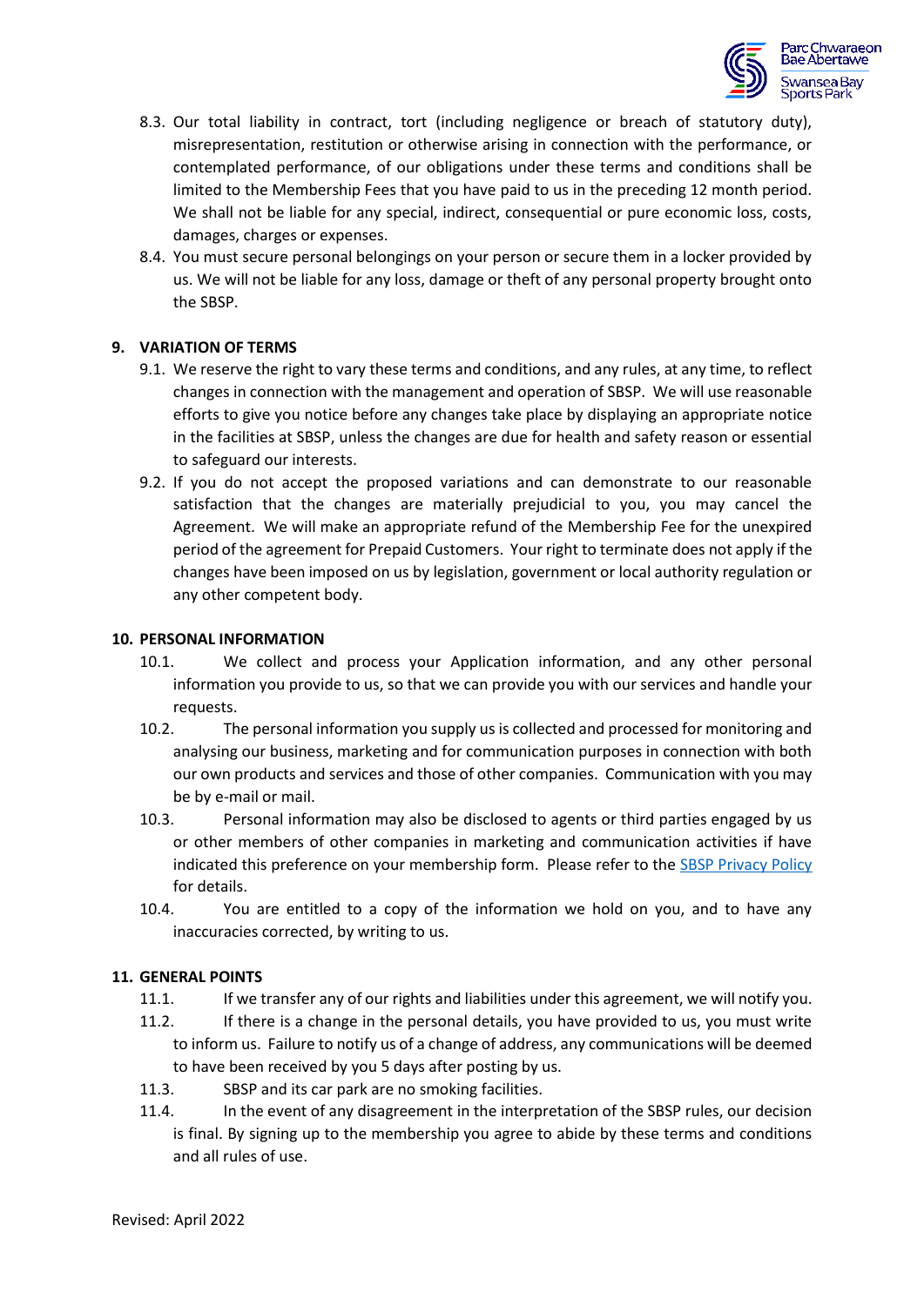8.3. Our total liability in contract, tort (including negligence or breach of statutory duty), misrepresentation, restitution or otherwise arising in connection with the performance, or contemplated performance, of our obligations under these terms and conditions shall be limited to the Membership Fees that you have paid to us in the preceding 12 month period. We shall not be liable for any special, indirect, consequential or pure economic loss, costs, damages, charges or expenses.

8.4. You must secure personal belongings on your person or secure them in a locker provided by us. We will not be liable for any loss, damage or theft of any personal property brought onto the SBSP.

## 9. VARIATION OF TERMS

9.1. We reserve the right to vary these terms and conditions, and any rules, at any time, to reflect changes in connection with the management and operation of SBSP. We will use reasonable efforts to give you notice before any changes take place by displaying an appropriate notice in the facilities at SBSP, unless the changes are due for health and safety reason or essential to safeguard our interests.

9.2. If you do not accept the proposed variations and can demonstrate to our reasonable satisfaction that the changes are materially prejudicial to you, you may cancel the Agreement. We will make an appropriate refund of the Membership Fee for the unexpired period of the agreement for Prepaid Customers. Your right to terminate does not apply if the changes have been imposed on us by legislation, government or local authority regulation or any other competent body.

## 10. PERSONAL INFORMATION

10.1. We collect and process your Application information, and any other personal information you provide to us, so that we can provide you with our services and handle your requests.

10.2. The personal information you supply us is collected and processed for monitoring and analysing our business, marketing and for communication purposes in connection with both our own products and services and those of other companies. Communication with you may be by e-mail or mail.

10.3. Personal information may also be disclosed to agents or third parties engaged by us or other members of other companies in marketing and communication activities if have indicated this preference on your membership form. Please refer to the SBSP Privacy Policy for details.

10.4. You are entitled to a copy of the information we hold on you, and to have any inaccuracies corrected, by writing to us.

## 11. GENERAL POINTS

11.1. If we transfer any of our rights and liabilities under this agreement, we will notify you.

11.2. If there is a change in the personal details, you have provided to us, you must write to inform us. Failure to notify us of a change of address, any communications will be deemed to have been received by you 5 days after posting by us.

11.3. SBSP and its car park are no smoking facilities.

11.4. In the event of any disagreement in the interpretation of the SBSP rules, our decision is final. By signing up to the membership you agree to abide by these terms and conditions and all rules of use.

Revised: April 2022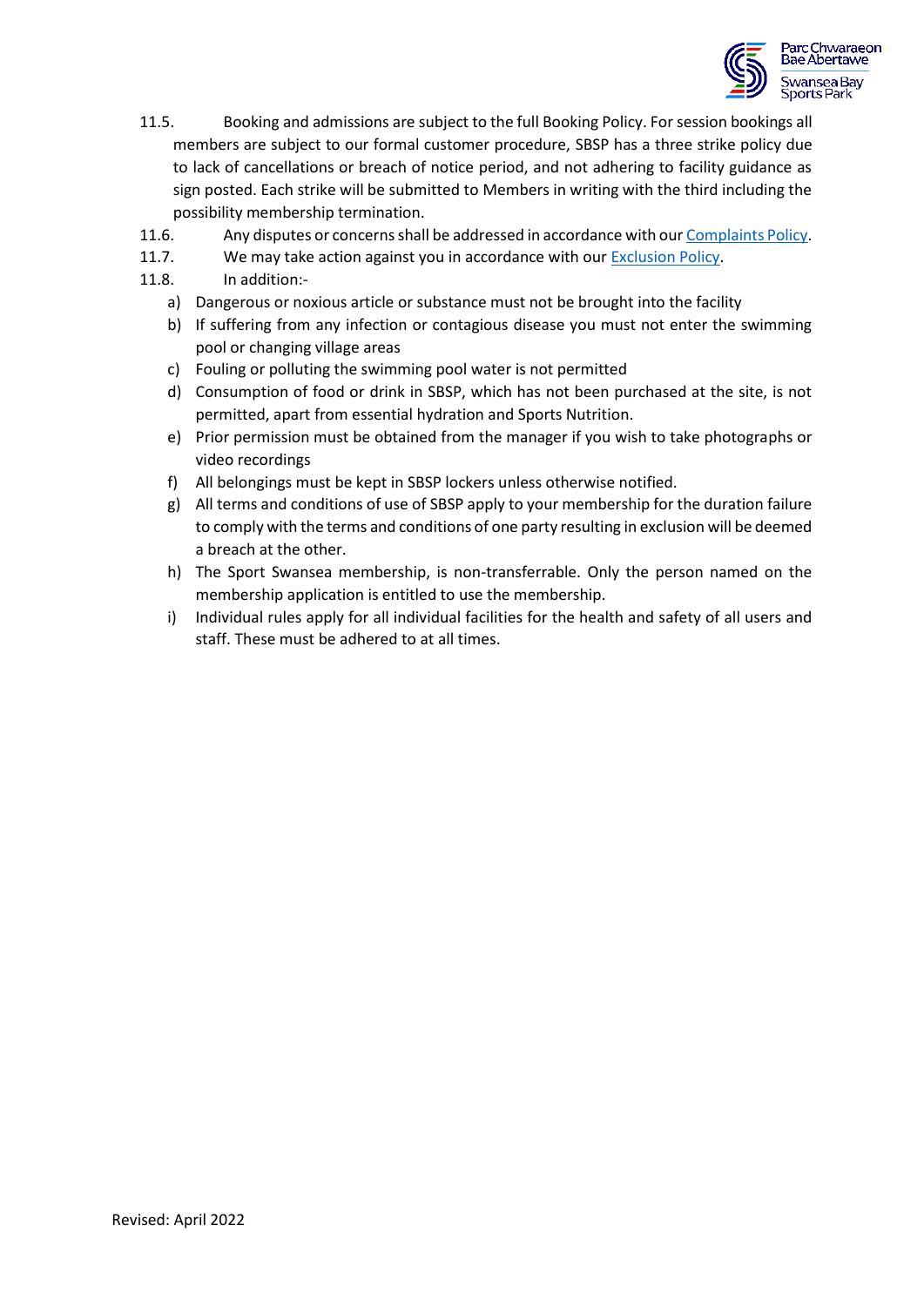11.5. Booking and admissions are subject to the full Booking Policy. For session bookings all members are subject to our formal customer procedure, SBSP has a three strike policy due to lack of cancellations or breach of notice period, and not adhering to facility guidance as sign posted. Each strike will be submitted to Members in writing with the third including the possibility membership termination.

11.6. Any disputes or concerns shall be addressed in accordance with our [Complaints Policy](). 

11.7. We may take action against you in accordance with our [Exclusion Policy]().

11.8. In addition:-

a) Dangerous or noxious article or substance must not be brought into the facility
b) If suffering from any infection or contagious disease you must not enter the swimming pool or changing village areas
c) Fouling or polluting the swimming pool water is not permitted
d) Consumption of food or drink in SBSP, which has not been purchased at the site, is not permitted, apart from essential hydration and Sports Nutrition.
e) Prior permission must be obtained from the manager if you wish to take photographs or video recordings
f) All belongings must be kept in SBSP lockers unless otherwise notified.
g) All terms and conditions of use of SBSP apply to your membership for the duration failure to comply with the terms and conditions of one party resulting in exclusion will be deemed a breach at the other.
h) The Sport Swansea membership, is non-transferrable. Only the person named on the membership application is entitled to use the membership.
i) Individual rules apply for all individual facilities for the health and safety of all users and staff. These must be adhered to at all times.

Revised: April 2022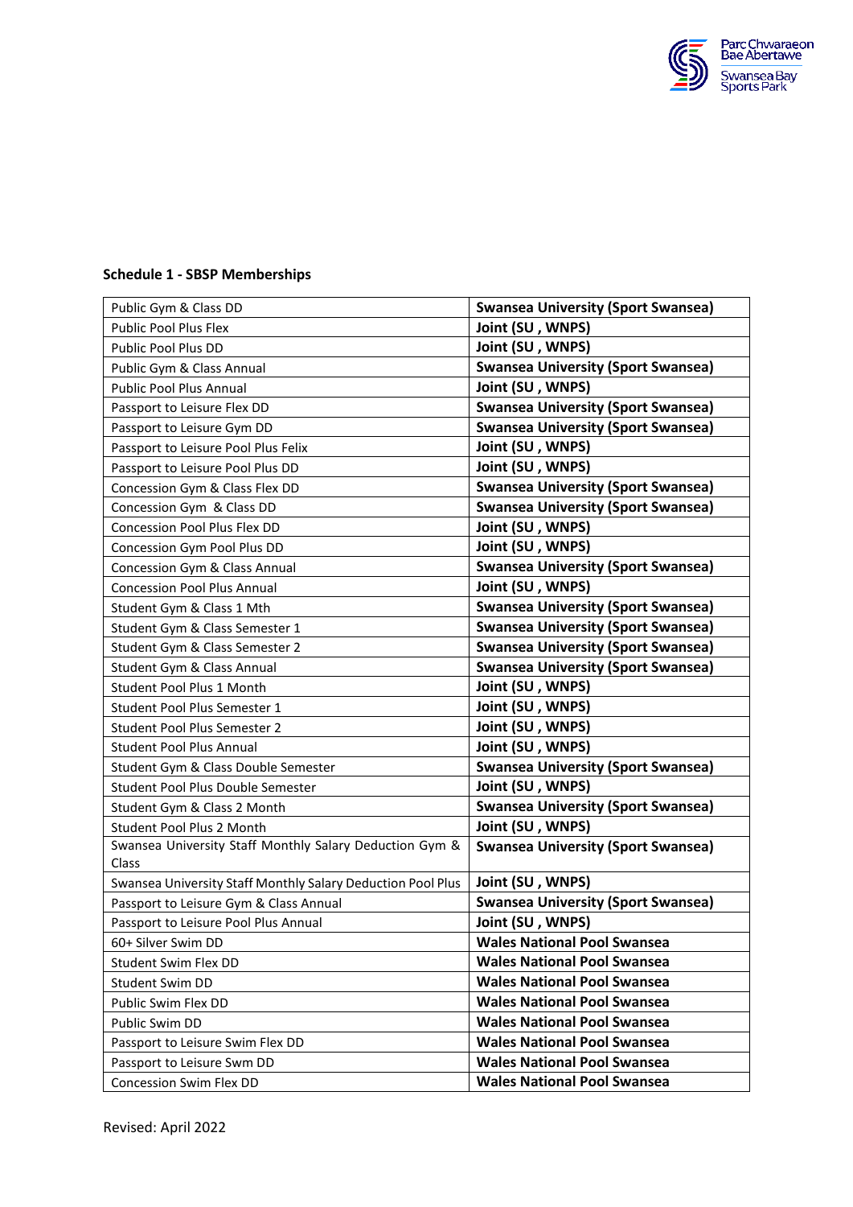**Schedule 1 - SBSP Memberships**

| | |
|---|---|
| Public Gym & Class DD | **Swansea University (Sport Swansea)** |
| Public Pool Plus Flex | **Joint (SU , WNPS)** |
| Public Pool Plus DD | **Joint (SU , WNPS)** |
| Public Gym & Class Annual | **Swansea University (Sport Swansea)** |
| Public Pool Plus Annual | **Joint (SU , WNPS)** |
| Passport to Leisure Flex DD | **Swansea University (Sport Swansea)** |
| Passport to Leisure Gym DD | **Swansea University (Sport Swansea)** |
| Passport to Leisure Pool Plus Felix | **Joint (SU , WNPS)** |
| Passport to Leisure Pool Plus DD | **Joint (SU , WNPS)** |
| Concession Gym & Class Flex DD | **Swansea University (Sport Swansea)** |
| Concession Gym & Class DD | **Swansea University (Sport Swansea)** |
| Concession Pool Plus Flex DD | **Joint (SU , WNPS)** |
| Concession Gym Pool Plus DD | **Joint (SU , WNPS)** |
| Concession Gym & Class Annual | **Swansea University (Sport Swansea)** |
| Concession Pool Plus Annual | **Joint (SU , WNPS)** |
| Student Gym & Class 1 Mth | **Swansea University (Sport Swansea)** |
| Student Gym & Class Semester 1 | **Swansea University (Sport Swansea)** |
| Student Gym & Class Semester 2 | **Swansea University (Sport Swansea)** |
| Student Gym & Class Annual | **Swansea University (Sport Swansea)** |
| Student Pool Plus 1 Month | **Joint (SU , WNPS)** |
| Student Pool Plus Semester 1 | **Joint (SU , WNPS)** |
| Student Pool Plus Semester 2 | **Joint (SU , WNPS)** |
| Student Pool Plus Annual | **Joint (SU , WNPS)** |
| Student Gym & Class Double Semester | **Swansea University (Sport Swansea)** |
| Student Pool Plus Double Semester | **Joint (SU , WNPS)** |
| Student Gym & Class 2 Month | **Swansea University (Sport Swansea)** |
| Student Pool Plus 2 Month | **Joint (SU , WNPS)** |
| Swansea University Staff Monthly Salary Deduction Gym & Class | **Swansea University (Sport Swansea)** |
| Swansea University Staff Monthly Salary Deduction Pool Plus | **Joint (SU , WNPS)** |
| Passport to Leisure Gym & Class Annual | **Swansea University (Sport Swansea)** |
| Passport to Leisure Pool Plus Annual | **Joint (SU , WNPS)** |
| 60+ Silver Swim DD | **Wales National Pool Swansea** |
| Student Swim Flex DD | **Wales National Pool Swansea** |
| Student Swim DD | **Wales National Pool Swansea** |
| Public Swim Flex DD | **Wales National Pool Swansea** |
| Public Swim DD | **Wales National Pool Swansea** |
| Passport to Leisure Swim Flex DD | **Wales National Pool Swansea** |
| Passport to Leisure Swm DD | **Wales National Pool Swansea** |
| Concession Swim Flex DD | **Wales National Pool Swansea** |

Revised: April 2022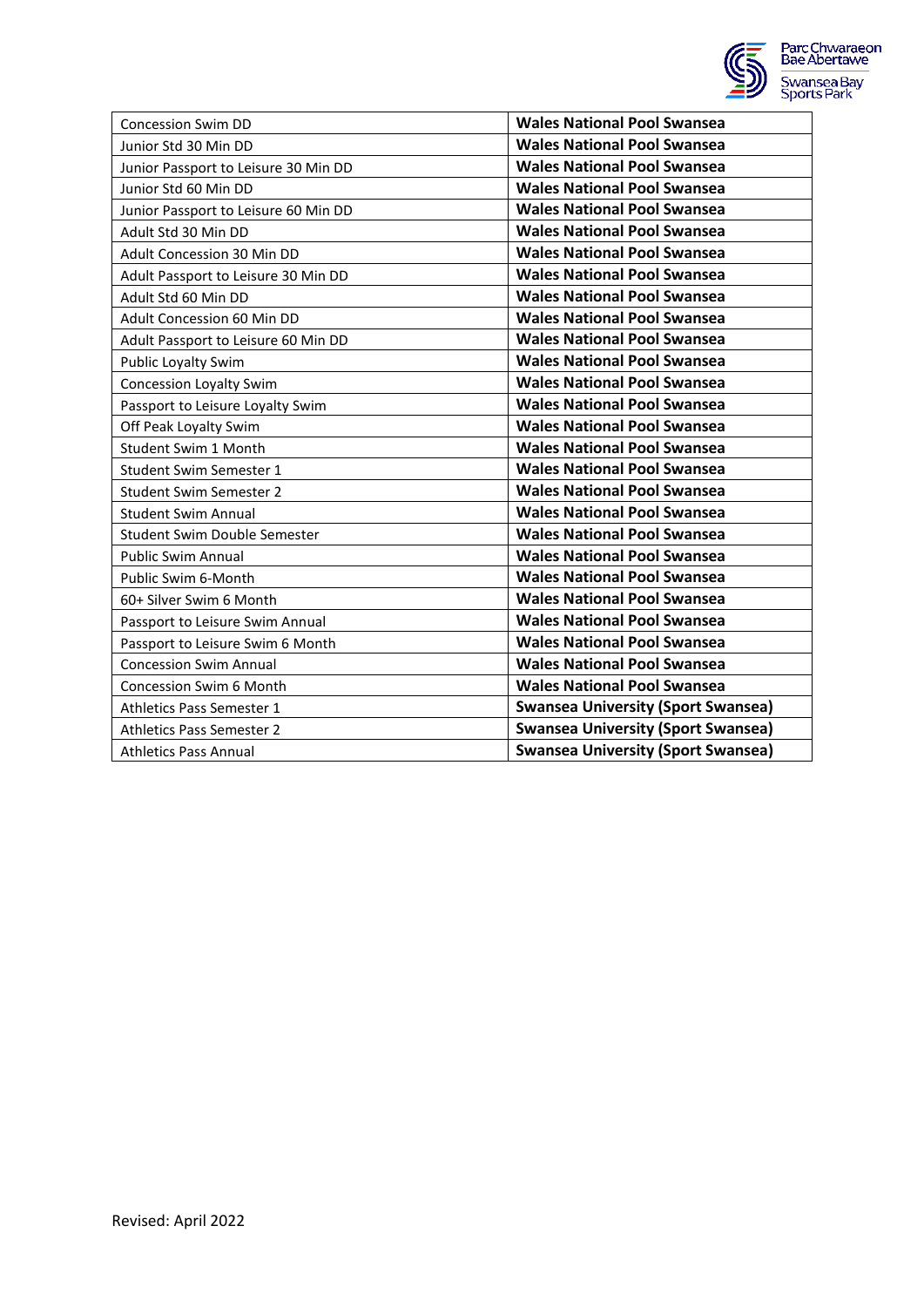| | |
|---|---|
| Concession Swim DD | **Wales National Pool Swansea** |
| Junior Std 30 Min DD | **Wales National Pool Swansea** |
| Junior Passport to Leisure 30 Min DD | **Wales National Pool Swansea** |
| Junior Std 60 Min DD | **Wales National Pool Swansea** |
| Junior Passport to Leisure 60 Min DD | **Wales National Pool Swansea** |
| Adult Std 30 Min DD | **Wales National Pool Swansea** |
| Adult Concession 30 Min DD | **Wales National Pool Swansea** |
| Adult Passport to Leisure 30 Min DD | **Wales National Pool Swansea** |
| Adult Std 60 Min DD | **Wales National Pool Swansea** |
| Adult Concession 60 Min DD | **Wales National Pool Swansea** |
| Adult Passport to Leisure 60 Min DD | **Wales National Pool Swansea** |
| Public Loyalty Swim | **Wales National Pool Swansea** |
| Concession Loyalty Swim | **Wales National Pool Swansea** |
| Passport to Leisure Loyalty Swim | **Wales National Pool Swansea** |
| Off Peak Loyalty Swim | **Wales National Pool Swansea** |
| Student Swim 1 Month | **Wales National Pool Swansea** |
| Student Swim Semester 1 | **Wales National Pool Swansea** |
| Student Swim Semester 2 | **Wales National Pool Swansea** |
| Student Swim Annual | **Wales National Pool Swansea** |
| Student Swim Double Semester | **Wales National Pool Swansea** |
| Public Swim Annual | **Wales National Pool Swansea** |
| Public Swim 6-Month | **Wales National Pool Swansea** |
| 60+ Silver Swim 6 Month | **Wales National Pool Swansea** |
| Passport to Leisure Swim Annual | **Wales National Pool Swansea** |
| Passport to Leisure Swim 6 Month | **Wales National Pool Swansea** |
| Concession Swim Annual | **Wales National Pool Swansea** |
| Concession Swim 6 Month | **Wales National Pool Swansea** |
| Athletics Pass Semester 1 | **Swansea University (Sport Swansea)** |
| Athletics Pass Semester 2 | **Swansea University (Sport Swansea)** |
| Athletics Pass Annual | **Swansea University (Sport Swansea)** |

Revised: April 2022